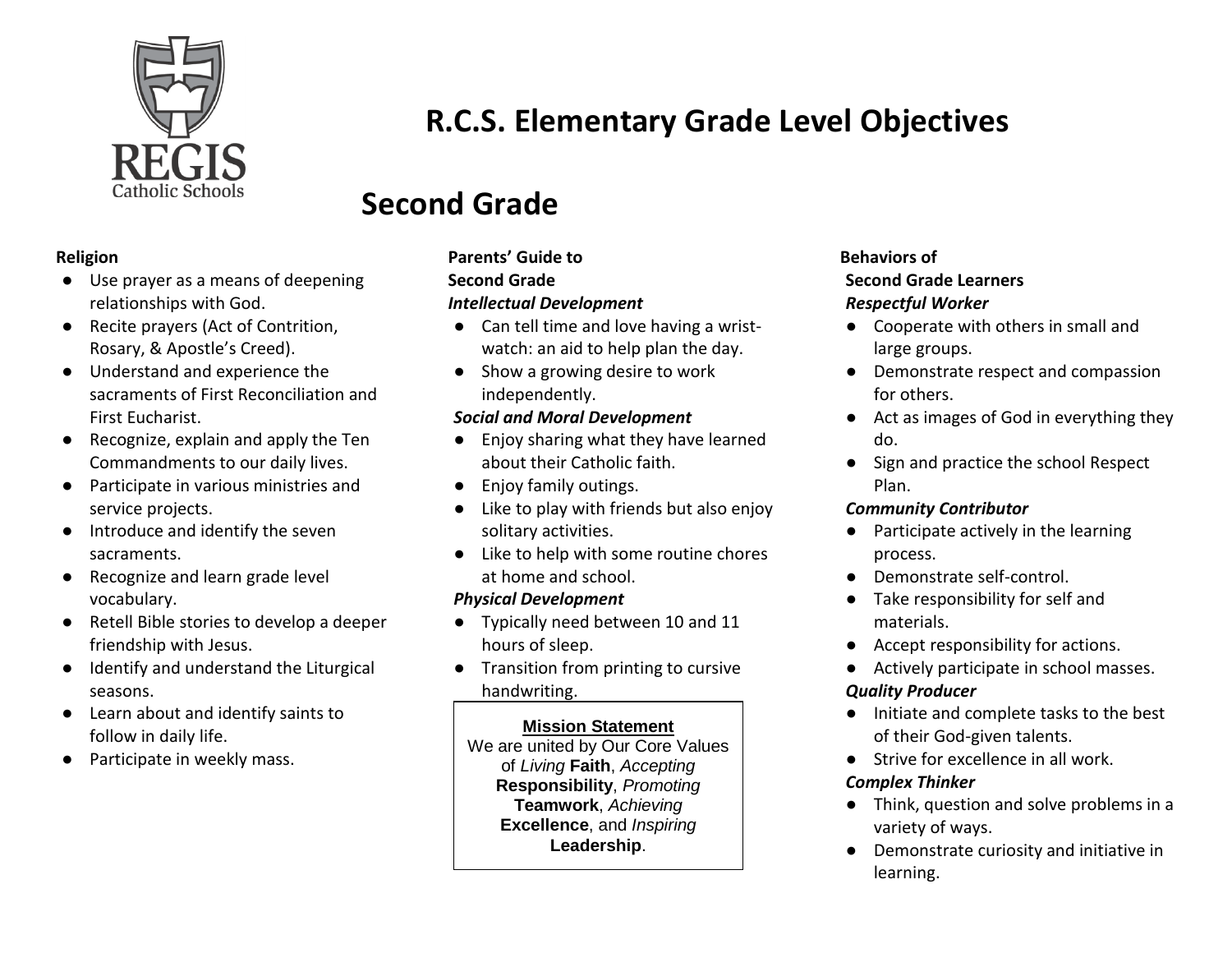# R.C.S. Elementary Grade Level Objectives

## Second Grade

**Religion**

- Use prayer as a means of deepening relationships with God.
- Recite prayers (Act of Contrition, Rosary, & Apostle's Creed).
- Understand and experience the sacraments of First Reconciliation and First Eucharist.
- Recognize, explain and apply the Ten Commandments to our daily lives.
- Participate in various ministries and service projects.
- Introduce and identify the seven sacraments.
- Recognize and learn grade level vocabulary.
- Retell Bible stories to develop a deeper friendship with Jesus.
- Identify and understand the Liturgical seasons.
- Learn about and identify saints to follow in daily life.
- Participate in weekly mass.

**Parents' Guide to Second Grade**

***Intellectual Development***

- Can tell time and love having a wrist-watch: an aid to help plan the day.
- Show a growing desire to work independently.

***Social and Moral Development***

- Enjoy sharing what they have learned about their Catholic faith.
- Enjoy family outings.
- Like to play with friends but also enjoy solitary activities.
- Like to help with some routine chores at home and school.

***Physical Development***

- Typically need between 10 and 11 hours of sleep.
- Transition from printing to cursive handwriting.

**Mission Statement**

We are united by Our Core Values of *Living* **Faith**, *Accepting* **Responsibility**, *Promoting* **Teamwork**, *Achieving* **Excellence**, and *Inspiring* **Leadership**.

**Behaviors of Second Grade Learners**

***Respectful Worker***

- Cooperate with others in small and large groups.
- Demonstrate respect and compassion for others.
- Act as images of God in everything they do.
- Sign and practice the school Respect Plan.

***Community Contributor***

- Participate actively in the learning process.
- Demonstrate self-control.
- Take responsibility for self and materials.
- Accept responsibility for actions.
- Actively participate in school masses.

***Quality Producer***

- Initiate and complete tasks to the best of their God-given talents.
- Strive for excellence in all work.

***Complex Thinker***

- Think, question and solve problems in a variety of ways.
- Demonstrate curiosity and initiative in learning.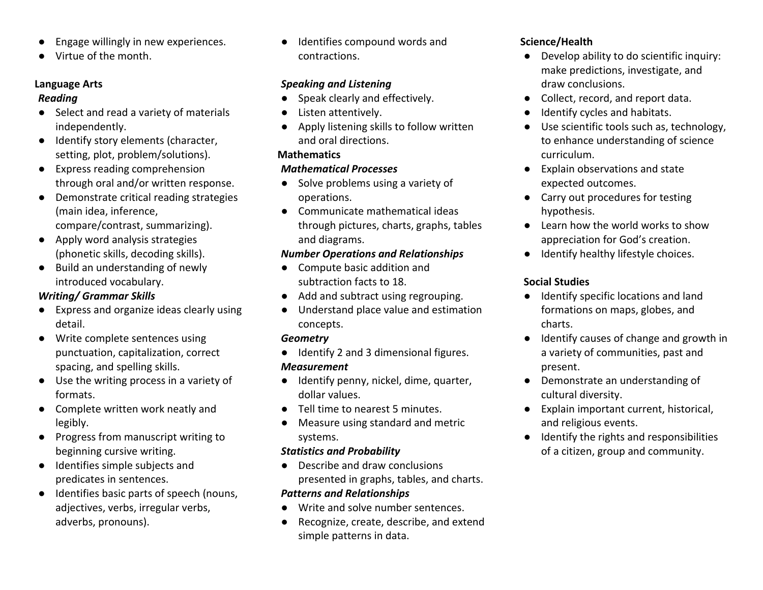- Engage willingly in new experiences.
- Virtue of the month.

**Language Arts**

***Reading***

- Select and read a variety of materials independently.
- Identify story elements (character, setting, plot, problem/solutions).
- Express reading comprehension through oral and/or written response.
- Demonstrate critical reading strategies (main idea, inference, compare/contrast, summarizing).
- Apply word analysis strategies (phonetic skills, decoding skills).
- Build an understanding of newly introduced vocabulary.

***Writing/ Grammar Skills***

- Express and organize ideas clearly using detail.
- Write complete sentences using punctuation, capitalization, correct spacing, and spelling skills.
- Use the writing process in a variety of formats.
- Complete written work neatly and legibly.
- Progress from manuscript writing to beginning cursive writing.
- Identifies simple subjects and predicates in sentences.
- Identifies basic parts of speech (nouns, adjectives, verbs, irregular verbs, adverbs, pronouns).
- Identifies compound words and contractions.

***Speaking and Listening***

- Speak clearly and effectively.
- Listen attentively.
- Apply listening skills to follow written and oral directions.

**Mathematics**

***Mathematical Processes***

- Solve problems using a variety of operations.
- Communicate mathematical ideas through pictures, charts, graphs, tables and diagrams.

***Number Operations and Relationships***

- Compute basic addition and subtraction facts to 18.
- Add and subtract using regrouping.
- Understand place value and estimation concepts.

***Geometry***

- Identify 2 and 3 dimensional figures.

***Measurement***

- Identify penny, nickel, dime, quarter, dollar values.
- Tell time to nearest 5 minutes.
- Measure using standard and metric systems.

***Statistics and Probability***

- Describe and draw conclusions presented in graphs, tables, and charts.

***Patterns and Relationships***

- Write and solve number sentences.
- Recognize, create, describe, and extend simple patterns in data.

**Science/Health**

- Develop ability to do scientific inquiry: make predictions, investigate, and draw conclusions.
- Collect, record, and report data.
- Identify cycles and habitats.
- Use scientific tools such as, technology, to enhance understanding of science curriculum.
- Explain observations and state expected outcomes.
- Carry out procedures for testing hypothesis.
- Learn how the world works to show appreciation for God's creation.
- Identify healthy lifestyle choices.

**Social Studies**

- Identify specific locations and land formations on maps, globes, and charts.
- Identify causes of change and growth in a variety of communities, past and present.
- Demonstrate an understanding of cultural diversity.
- Explain important current, historical, and religious events.
- Identify the rights and responsibilities of a citizen, group and community.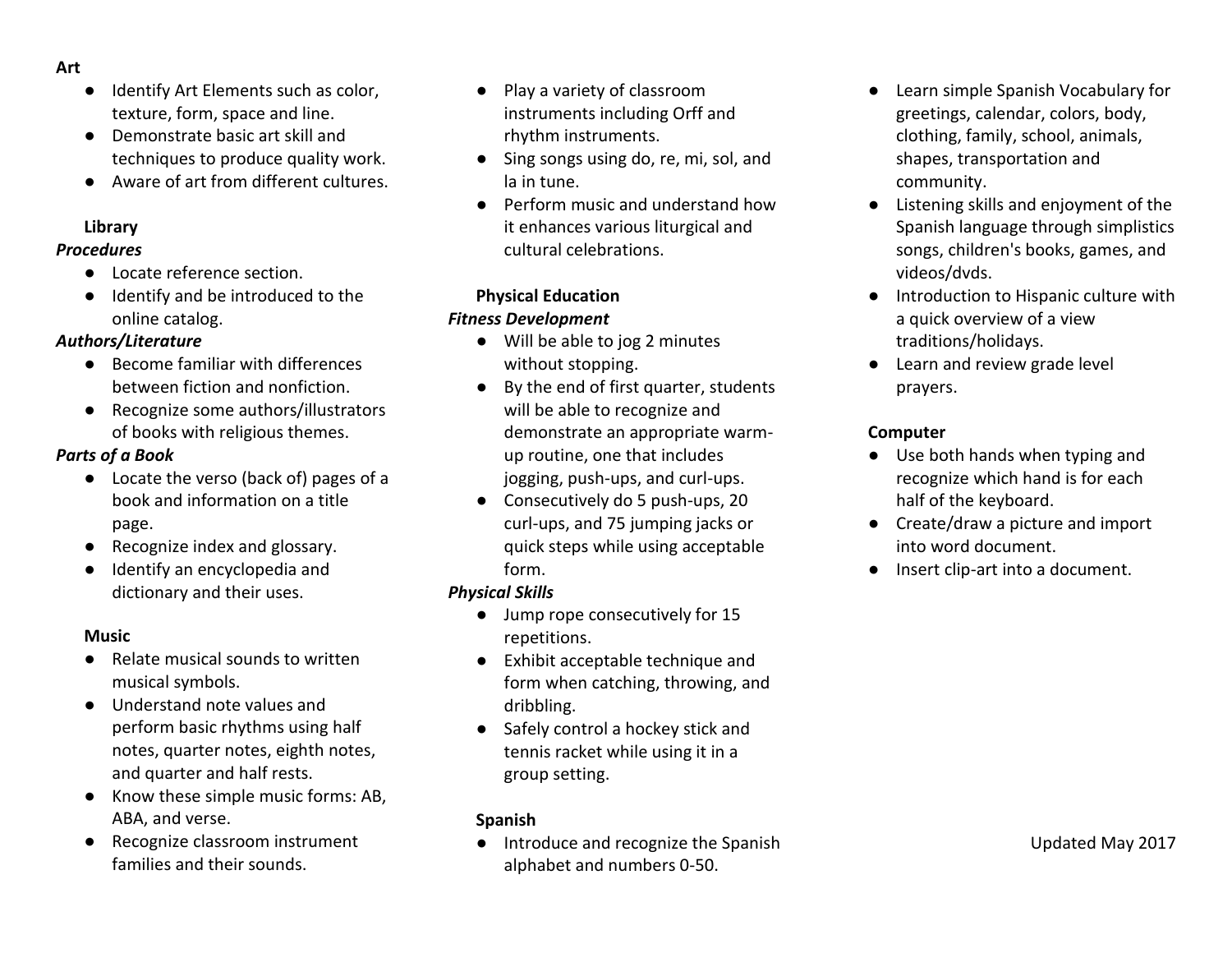## Art

- Identify Art Elements such as color, texture, form, space and line.
- Demonstrate basic art skill and techniques to produce quality work.
- Aware of art from different cultures.

## Library

### *Procedures*

- Locate reference section.
- Identify and be introduced to the online catalog.

### *Authors/Literature*

- Become familiar with differences between fiction and nonfiction.
- Recognize some authors/illustrators of books with religious themes.

### *Parts of a Book*

- Locate the verso (back of) pages of a book and information on a title page.
- Recognize index and glossary.
- Identify an encyclopedia and dictionary and their uses.

## Music

- Relate musical sounds to written musical symbols.
- Understand note values and perform basic rhythms using half notes, quarter notes, eighth notes, and quarter and half rests.
- Know these simple music forms: AB, ABA, and verse.
- Recognize classroom instrument families and their sounds.
- Play a variety of classroom instruments including Orff and rhythm instruments.
- Sing songs using do, re, mi, sol, and la in tune.
- Perform music and understand how it enhances various liturgical and cultural celebrations.

## Physical Education

### *Fitness Development*

- Will be able to jog 2 minutes without stopping.
- By the end of first quarter, students will be able to recognize and demonstrate an appropriate warm-up routine, one that includes jogging, push-ups, and curl-ups.
- Consecutively do 5 push-ups, 20 curl-ups, and 75 jumping jacks or quick steps while using acceptable form.

### *Physical Skills*

- Jump rope consecutively for 15 repetitions.
- Exhibit acceptable technique and form when catching, throwing, and dribbling.
- Safely control a hockey stick and tennis racket while using it in a group setting.

## Spanish

- Introduce and recognize the Spanish alphabet and numbers 0-50.
- Learn simple Spanish Vocabulary for greetings, calendar, colors, body, clothing, family, school, animals, shapes, transportation and community.
- Listening skills and enjoyment of the Spanish language through simplistics songs, children's books, games, and videos/dvds.
- Introduction to Hispanic culture with a quick overview of a view traditions/holidays.
- Learn and review grade level prayers.

## Computer

- Use both hands when typing and recognize which hand is for each half of the keyboard.
- Create/draw a picture and import into word document.
- Insert clip-art into a document.

Updated May 2017